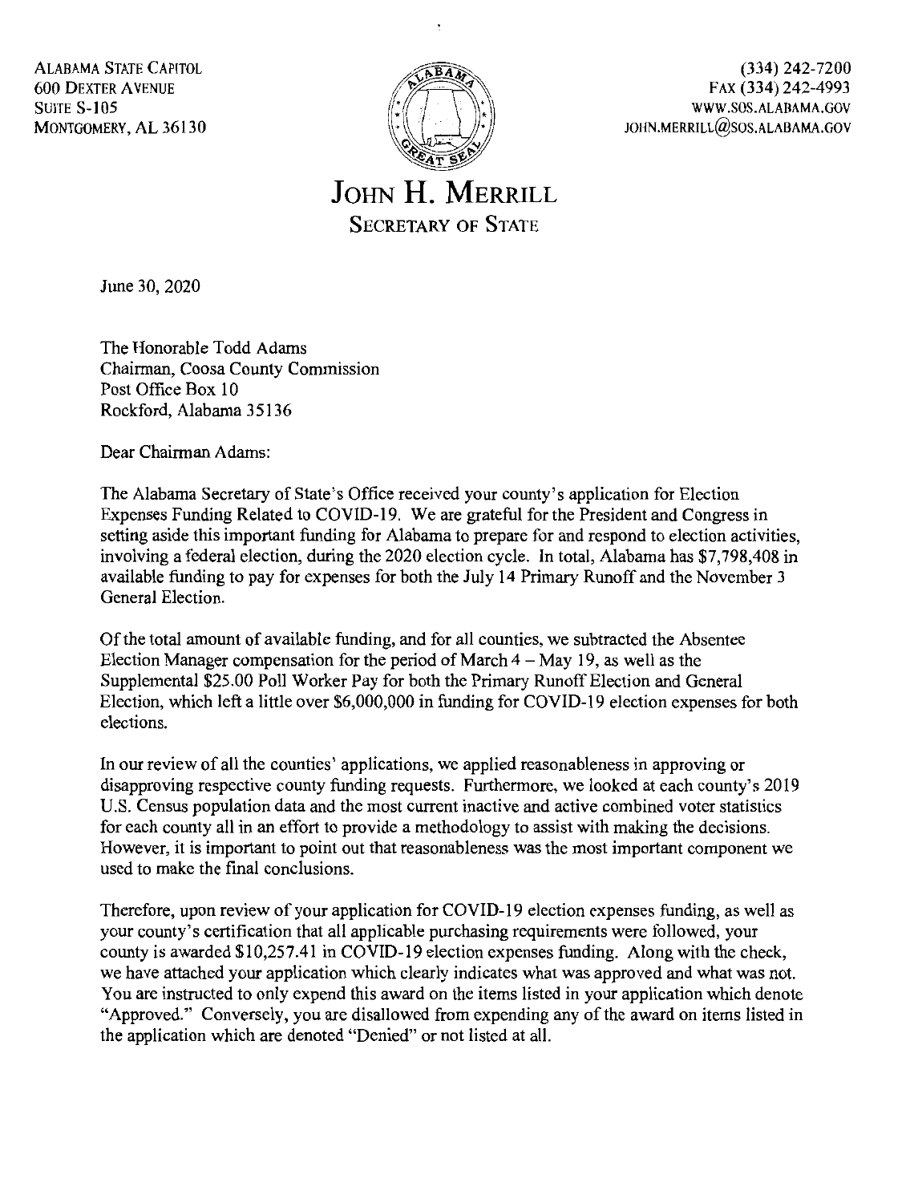ALABAMA STATE CAPITOL
600 DEXTER AVENUE
SUITE S-105
MONTGOMERY, AL 36130

(334) 242-7200
FAX (334) 242-4993
WWW.SOS.ALABAMA.GOV
JOHN.MERRILL@SOS.ALABAMA.GOV

# JOHN H. MERRILL
## SECRETARY OF STATE

June 30, 2020

The Honorable Todd Adams
Chairman, Coosa County Commission
Post Office Box 10
Rockford, Alabama 35136

Dear Chairman Adams:

The Alabama Secretary of State's Office received your county's application for Election Expenses Funding Related to COVID-19. We are grateful for the President and Congress in setting aside this important funding for Alabama to prepare for and respond to election activities, involving a federal election, during the 2020 election cycle. In total, Alabama has $7,798,408 in available funding to pay for expenses for both the July 14 Primary Runoff and the November 3 General Election.

Of the total amount of available funding, and for all counties, we subtracted the Absentee Election Manager compensation for the period of March 4 – May 19, as well as the Supplemental $25.00 Poll Worker Pay for both the Primary Runoff Election and General Election, which left a little over $6,000,000 in funding for COVID-19 election expenses for both elections.

In our review of all the counties' applications, we applied reasonableness in approving or disapproving respective county funding requests. Furthermore, we looked at each county's 2019 U.S. Census population data and the most current inactive and active combined voter statistics for each county all in an effort to provide a methodology to assist with making the decisions. However, it is important to point out that reasonableness was the most important component we used to make the final conclusions.

Therefore, upon review of your application for COVID-19 election expenses funding, as well as your county's certification that all applicable purchasing requirements were followed, your county is awarded $10,257.41 in COVID-19 election expenses funding. Along with the check, we have attached your application which clearly indicates what was approved and what was not. You are instructed to only expend this award on the items listed in your application which denote "Approved." Conversely, you are disallowed from expending any of the award on items listed in the application which are denoted "Denied" or not listed at all.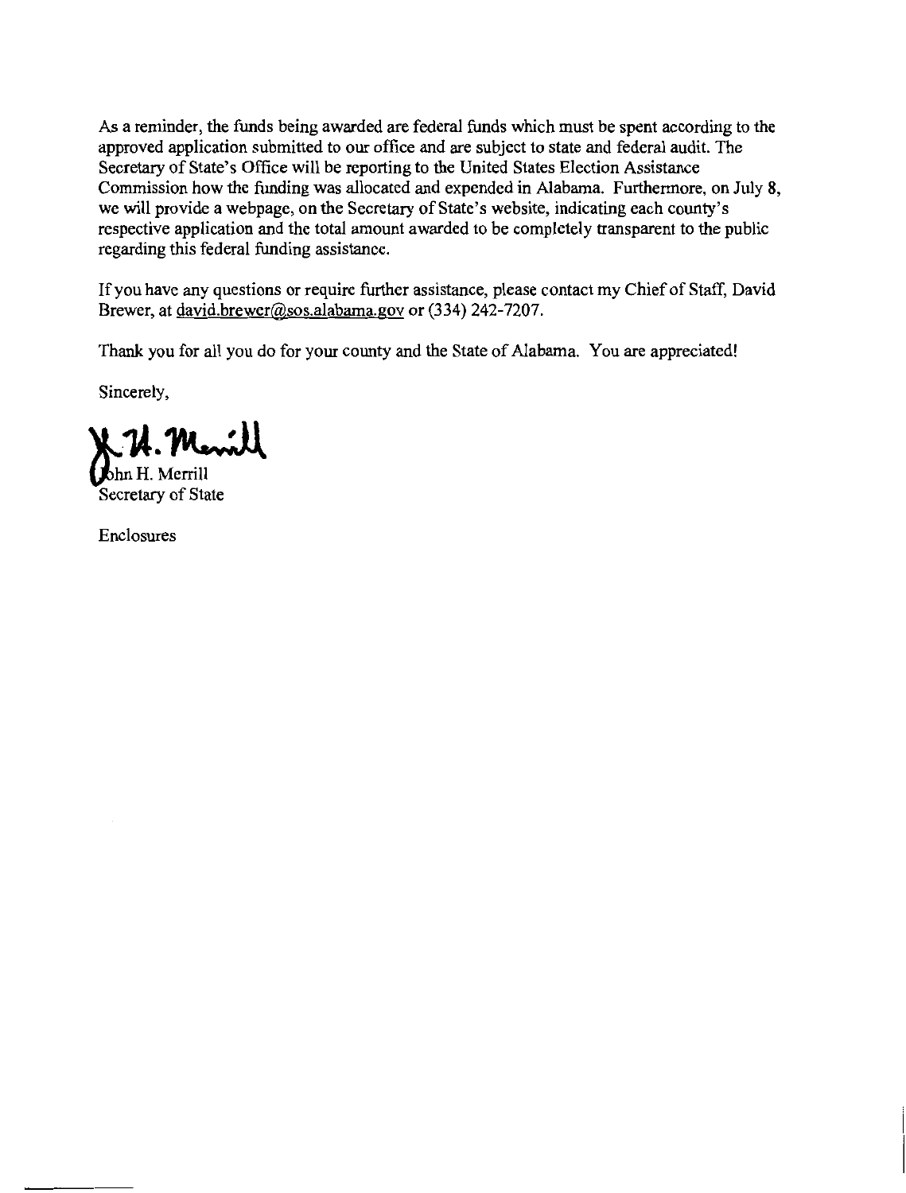As a reminder, the funds being awarded are federal funds which must be spent according to the approved application submitted to our office and are subject to state and federal audit. The Secretary of State's Office will be reporting to the United States Election Assistance Commission how the funding was allocated and expended in Alabama. Furthermore, on July 8, we will provide a webpage, on the Secretary of State's website, indicating each county's respective application and the total amount awarded to be completely transparent to the public regarding this federal funding assistance.

If you have any questions or require further assistance, please contact my Chief of Staff, David Brewer, at david.brewer@sos.alabama.gov or (334) 242-7207.

Thank you for all you do for your county and the State of Alabama. You are appreciated!

Sincerely,

J.H. Merrill

John H. Merrill
Secretary of State

Enclosures